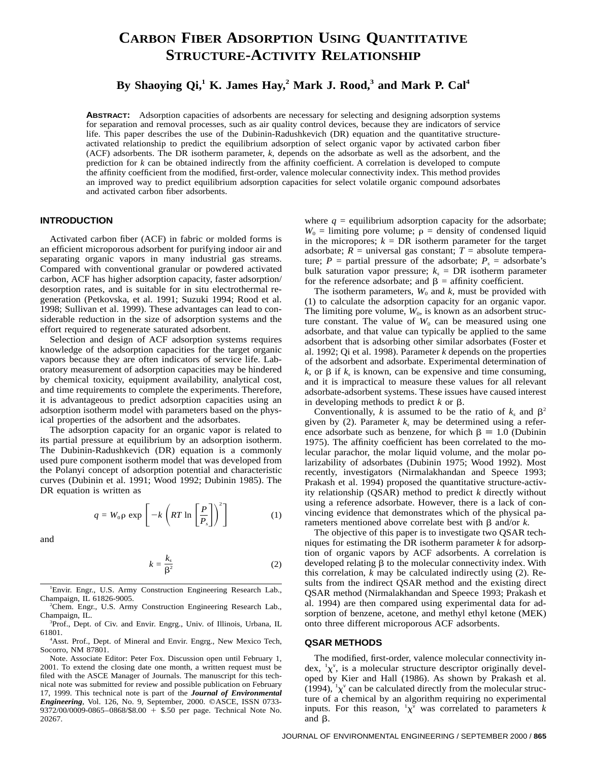# CARBON FIBER ADSORPTION USING QUANTITATIVE STRUCTURE-ACTIVITY RELATIONSHIP

**By Shaoying Qi,[1] K. James Hay,[2] Mark J. Rood,[3] and Mark P. Cal[4]**

**ABSTRACT:** Adsorption capacities of adsorbents are necessary for selecting and designing adsorption systems for separation and removal processes, such as air quality control devices, because they are indicators of service life. This paper describes the use of the Dubinin-Radushkevich (DR) equation and the quantitative structure-activated relationship to predict the equilibrium adsorption of select organic vapor by activated carbon fiber (ACF) adsorbents. The DR isotherm parameter, *k*, depends on the adsorbate as well as the adsorbent, and the prediction for *k* can be obtained indirectly from the affinity coefficient. A correlation is developed to compute the affinity coefficient from the modified, first-order, valence molecular connectivity index. This method provides an improved way to predict equilibrium adsorption capacities for select volatile organic compound adsorbates and activated carbon fiber adsorbents.

## INTRODUCTION

Activated carbon fiber (ACF) in fabric or molded forms is an efficient microporous adsorbent for purifying indoor air and separating organic vapors in many industrial gas streams. Compared with conventional granular or powdered activated carbon, ACF has higher adsorption capacity, faster adsorption/desorption rates, and is suitable for in situ electrothermal regeneration (Petkovska, et al. 1991; Suzuki 1994; Rood et al. 1998; Sullivan et al. 1999). These advantages can lead to considerable reduction in the size of adsorption systems and the effort required to regenerate saturated adsorbent.

Selection and design of ACF adsorption systems requires knowledge of the adsorption capacities for the target organic vapors because they are often indicators of service life. Laboratory measurement of adsorption capacities may be hindered by chemical toxicity, equipment availability, analytical cost, and time requirements to complete the experiments. Therefore, it is advantageous to predict adsorption capacities using an adsorption isotherm model with parameters based on the physical properties of the adsorbent and the adsorbates.

The adsorption capacity for an organic vapor is related to its partial pressure at equilibrium by an adsorption isotherm. The Dubinin-Radushkevich (DR) equation is a commonly used pure component isotherm model that was developed from the Polanyi concept of adsorption potential and characteristic curves (Dubinin et al. 1991; Wood 1992; Dubinin 1985). The DR equation is written as

$$q = W_0 \rho \exp\left[-k\left(RT \ln\left[\frac{P}{P_s}\right]\right)^2\right] \tag{1}$$

and

$$k = \frac{k_s}{\beta^2} \tag{2}$$

where $q$ = equilibrium adsorption capacity for the adsorbate; $W_0$ = limiting pore volume; $\rho$ = density of condensed liquid in the micropores; $k$ = DR isotherm parameter for the target adsorbate; $R$ = universal gas constant; $T$ = absolute temperature; $P$ = partial pressure of the adsorbate; $P_s$ = adsorbate's bulk saturation vapor pressure; $k_s$ = DR isotherm parameter for the reference adsorbate; and $\beta$ = affinity coefficient.

The isotherm parameters, $W_0$ and $k$, must be provided with (1) to calculate the adsorption capacity for an organic vapor. The limiting pore volume, $W_0$, is known as an adsorbent structure constant. The value of $W_0$ can be measured using one adsorbate, and that value can typically be applied to the same adsorbent that is adsorbing other similar adsorbates (Foster et al. 1992; Qi et al. 1998). Parameter $k$ depends on the properties of the adsorbent and adsorbate. Experimental determination of $k$, or $\beta$ if $k_s$ is known, can be expensive and time consuming, and it is impractical to measure these values for all relevant adsorbate-adsorbent systems. These issues have caused interest in developing methods to predict $k$ or $\beta$.

Conventionally, $k$ is assumed to be the ratio of $k_s$ and $\beta^2$ given by (2). Parameter $k_s$ may be determined using a reference adsorbate such as benzene, for which $\beta \equiv 1.0$ (Dubinin 1975). The affinity coefficient has been correlated to the molecular parachor, the molar liquid volume, and the molar polarizability of adsorbates (Dubinin 1975; Wood 1992). Most recently, investigators (Nirmalakhandan and Speece 1993; Prakash et al. 1994) proposed the quantitative structure-activity relationship (QSAR) method to predict $k$ directly without using a reference adsorbate. However, there is a lack of convincing evidence that demonstrates which of the physical parameters mentioned above correlate best with $\beta$ and/or $k$.

The objective of this paper is to investigate two QSAR techniques for estimating the DR isotherm parameter $k$ for adsorption of organic vapors by ACF adsorbents. A correlation is developed relating $\beta$ to the molecular connectivity index. With this correlation, $k$ may be calculated indirectly using (2). Results from the indirect QSAR method and the existing direct QSAR method (Nirmalakhandan and Speece 1993; Prakash et al. 1994) are then compared using experimental data for adsorption of benzene, acetone, and methyl ethyl ketone (MEK) onto three different microporous ACF adsorbents.

## QSAR METHODS

The modified, first-order, valence molecular connectivity index, ${}^1\chi^v$, is a molecular structure descriptor originally developed by Kier and Hall (1986). As shown by Prakash et al. (1994), ${}^1\chi^v$ can be calculated directly from the molecular structure of a chemical by an algorithm requiring no experimental inputs. For this reason, ${}^1\chi^v$ was correlated to parameters $k$ and $\beta$.

---

[1] Envir. Engr., U.S. Army Construction Engineering Research Lab., Champaign, IL 61826-9005.

[2] Chem. Engr., U.S. Army Construction Engineering Research Lab., Champaign, IL.

[3] Prof., Dept. of Civ. and Envir. Engrg., Univ. of Illinois, Urbana, IL 61801.

[4] Asst. Prof., Dept. of Mineral and Envir. Engrg., New Mexico Tech, Socorro, NM 87801.

Note. Associate Editor: Peter Fox. Discussion open until February 1, 2001. To extend the closing date one month, a written request must be filed with the ASCE Manager of Journals. The manuscript for this technical note was submitted for review and possible publication on February 17, 1999. This technical note is part of the ***Journal of Environmental Engineering***, Vol. 126, No. 9, September, 2000. ©ASCE, ISSN 0733-9372/00/0009-0865–0868/$8.00 + $.50 per page. Technical Note No. 20267.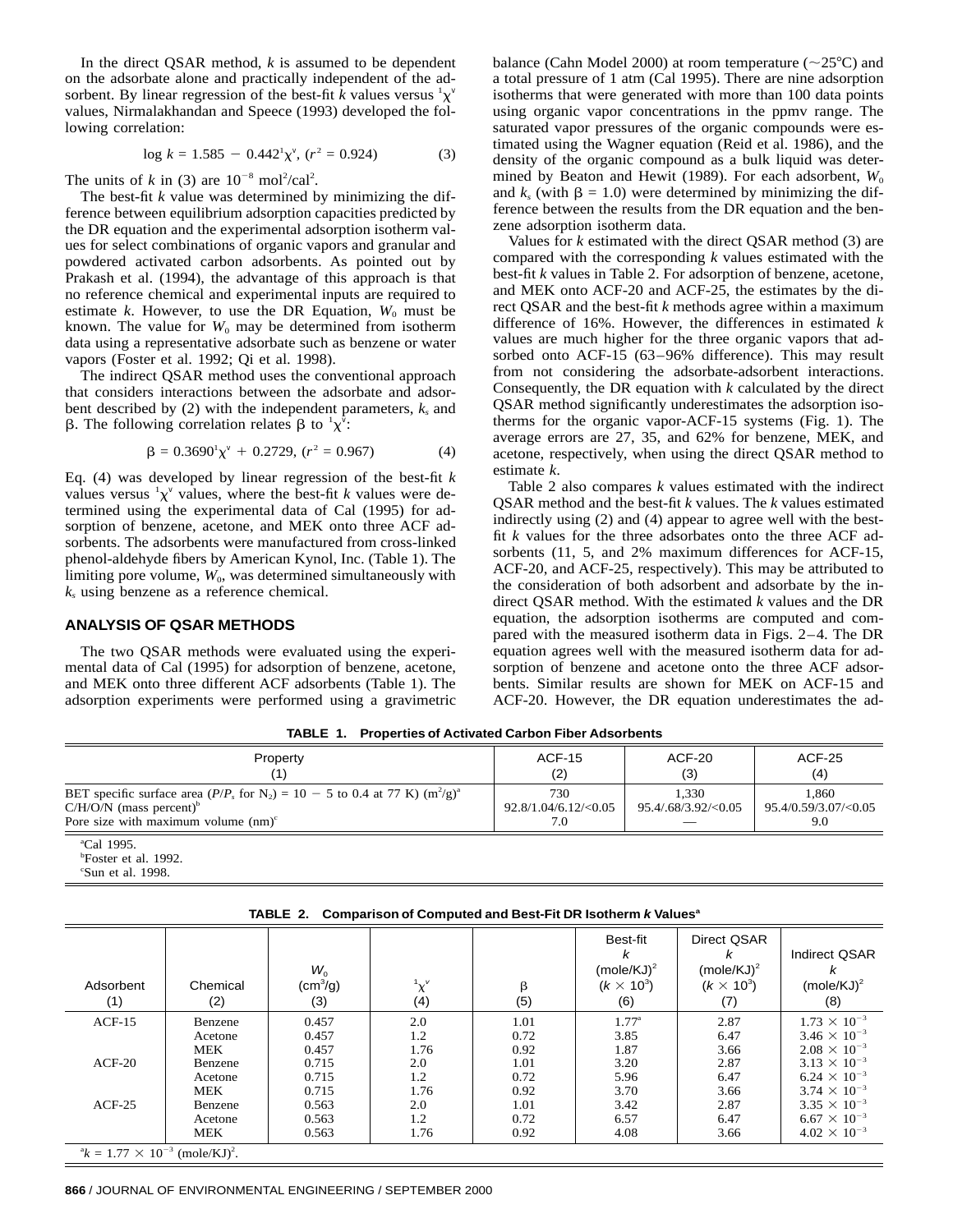In the direct QSAR method, $k$ is assumed to be dependent on the adsorbate alone and practically independent of the adsorbent. By linear regression of the best-fit $k$ values versus ${}^1\chi^v$ values, Nirmalakhandan and Speece (1993) developed the following correlation:

$$\log k = 1.585 - 0.442{}^1\chi^v, \; (r^2 = 0.924) \qquad (3)$$

The units of $k$ in (3) are $10^{-8}$ $\mathrm{mol^2/cal^2}$.

The best-fit $k$ value was determined by minimizing the difference between equilibrium adsorption capacities predicted by the DR equation and the experimental adsorption isotherm values for select combinations of organic vapors and granular and powdered activated carbon adsorbents. As pointed out by Prakash et al. (1994), the advantage of this approach is that no reference chemical and experimental inputs are required to estimate $k$. However, to use the DR Equation, $W_0$ must be known. The value for $W_0$ may be determined from isotherm data using a representative adsorbate such as benzene or water vapors (Foster et al. 1992; Qi et al. 1998).

The indirect QSAR method uses the conventional approach that considers interactions between the adsorbate and adsorbent described by (2) with the independent parameters, $k_s$ and $\beta$. The following correlation relates $\beta$ to ${}^1\chi^v$:

$$\beta = 0.3690{}^1\chi^v + 0.2729, \; (r^2 = 0.967) \qquad (4)$$

Eq. (4) was developed by linear regression of the best-fit $k$ values versus ${}^1\chi^v$ values, where the best-fit $k$ values were determined using the experimental data of Cal (1995) for adsorption of benzene, acetone, and MEK onto three ACF adsorbents. The adsorbents were manufactured from cross-linked phenol-aldehyde fibers by American Kynol, Inc. (Table 1). The limiting pore volume, $W_0$, was determined simultaneously with $k_s$ using benzene as a reference chemical.

## ANALYSIS OF QSAR METHODS

The two QSAR methods were evaluated using the experimental data of Cal (1995) for adsorption of benzene, acetone, and MEK onto three different ACF adsorbents (Table 1). The adsorption experiments were performed using a gravimetric balance (Cahn Model 2000) at room temperature (~25°C) and a total pressure of 1 atm (Cal 1995). There are nine adsorption isotherms that were generated with more than 100 data points using organic vapor concentrations in the ppmv range. The saturated vapor pressures of the organic compounds were estimated using the Wagner equation (Reid et al. 1986), and the density of the organic compound as a bulk liquid was determined by Beaton and Hewit (1989). For each adsorbent, $W_0$ and $k_s$ (with $\beta = 1.0$) were determined by minimizing the difference between the results from the DR equation and the benzene adsorption isotherm data.

Values for $k$ estimated with the direct QSAR method (3) are compared with the corresponding $k$ values estimated with the best-fit $k$ values in Table 2. For adsorption of benzene, acetone, and MEK onto ACF-20 and ACF-25, the estimates by the direct QSAR and the best-fit $k$ methods agree within a maximum difference of 16%. However, the differences in estimated $k$ values are much higher for the three organic vapors that adsorbed onto ACF-15 (63–96% difference). This may result from not considering the adsorbate-adsorbent interactions. Consequently, the DR equation with $k$ calculated by the direct QSAR method significantly underestimates the adsorption isotherms for the organic vapor-ACF-15 systems (Fig. 1). The average errors are 27, 35, and 62% for benzene, MEK, and acetone, respectively, when using the direct QSAR method to estimate $k$.

Table 2 also compares $k$ values estimated with the indirect QSAR method and the best-fit $k$ values. The $k$ values estimated indirectly using (2) and (4) appear to agree well with the best-fit $k$ values for the three adsorbates onto the three ACF adsorbents (11, 5, and 2% maximum differences for ACF-15, ACF-20, and ACF-25, respectively). This may be attributed to the consideration of both adsorbent and adsorbate by the indirect QSAR method. With the estimated $k$ values and the DR equation, the adsorption isotherms are computed and compared with the measured isotherm data in Figs. 2–4. The DR equation agrees well with the measured isotherm data for adsorption of benzene and acetone onto the three ACF adsorbents. Similar results are shown for MEK on ACF-15 and ACF-20. However, the DR equation underestimates the ad-

**TABLE 1. Properties of Activated Carbon Fiber Adsorbents**

| Property (1) | ACF-15 (2) | ACF-20 (3) | ACF-25 (4) |
|---|---|---|---|
| BET specific surface area ($P/P_s$ for $N_2$) = 10 − 5 to 0.4 at 77 K) ($m^2/g$)[a] | 730 | 1,330 | 1,860 |
| C/H/O/N (mass percent)[b] | 92.8/1.04/6.12/<0.05 | 95.4/.68/3.92/<0.05 | 95.4/0.59/3.07/<0.05 |
| Pore size with maximum volume (nm)[c] | 7.0 | — | 9.0 |

[a]Cal 1995.
[b]Foster et al. 1992.
[c]Sun et al. 1998.

**TABLE 2. Comparison of Computed and Best-Fit DR Isotherm *k* Values[a]**

| Adsorbent (1) | Chemical (2) | $W_0$ ($cm^3/g$) (3) | ${}^1\chi^v$ (4) | $\beta$ (5) | Best-fit $k$ $(mole/KJ)^2$ ($k \times 10^3$) (6) | Direct QSAR $k$ $(mole/KJ)^2$ ($k \times 10^3$) (7) | Indirect QSAR $k$ $(mole/KJ)^2$ (8) |
|---|---|---|---|---|---|---|---|
| ACF-15 | Benzene | 0.457 | 2.0 | 1.01 | 1.77[a] | 2.87 | $1.73 \times 10^{-3}$ |
| | Acetone | 0.457 | 1.2 | 0.72 | 3.85 | 6.47 | $3.46 \times 10^{-3}$ |
| | MEK | 0.457 | 1.76 | 0.92 | 1.87 | 3.66 | $2.08 \times 10^{-3}$ |
| ACF-20 | Benzene | 0.715 | 2.0 | 1.01 | 3.20 | 2.87 | $3.13 \times 10^{-3}$ |
| | Acetone | 0.715 | 1.2 | 0.72 | 5.96 | 6.47 | $6.24 \times 10^{-3}$ |
| | MEK | 0.715 | 1.76 | 0.92 | 3.70 | 3.66 | $3.74 \times 10^{-3}$ |
| ACF-25 | Benzene | 0.563 | 2.0 | 1.01 | 3.42 | 2.87 | $3.35 \times 10^{-3}$ |
| | Acetone | 0.563 | 1.2 | 0.72 | 6.57 | 6.47 | $6.67 \times 10^{-3}$ |
| | MEK | 0.563 | 1.76 | 0.92 | 4.08 | 3.66 | $4.02 \times 10^{-3}$ |

[a]$k = 1.77 \times 10^{-3}$ $(mole/KJ)^2$.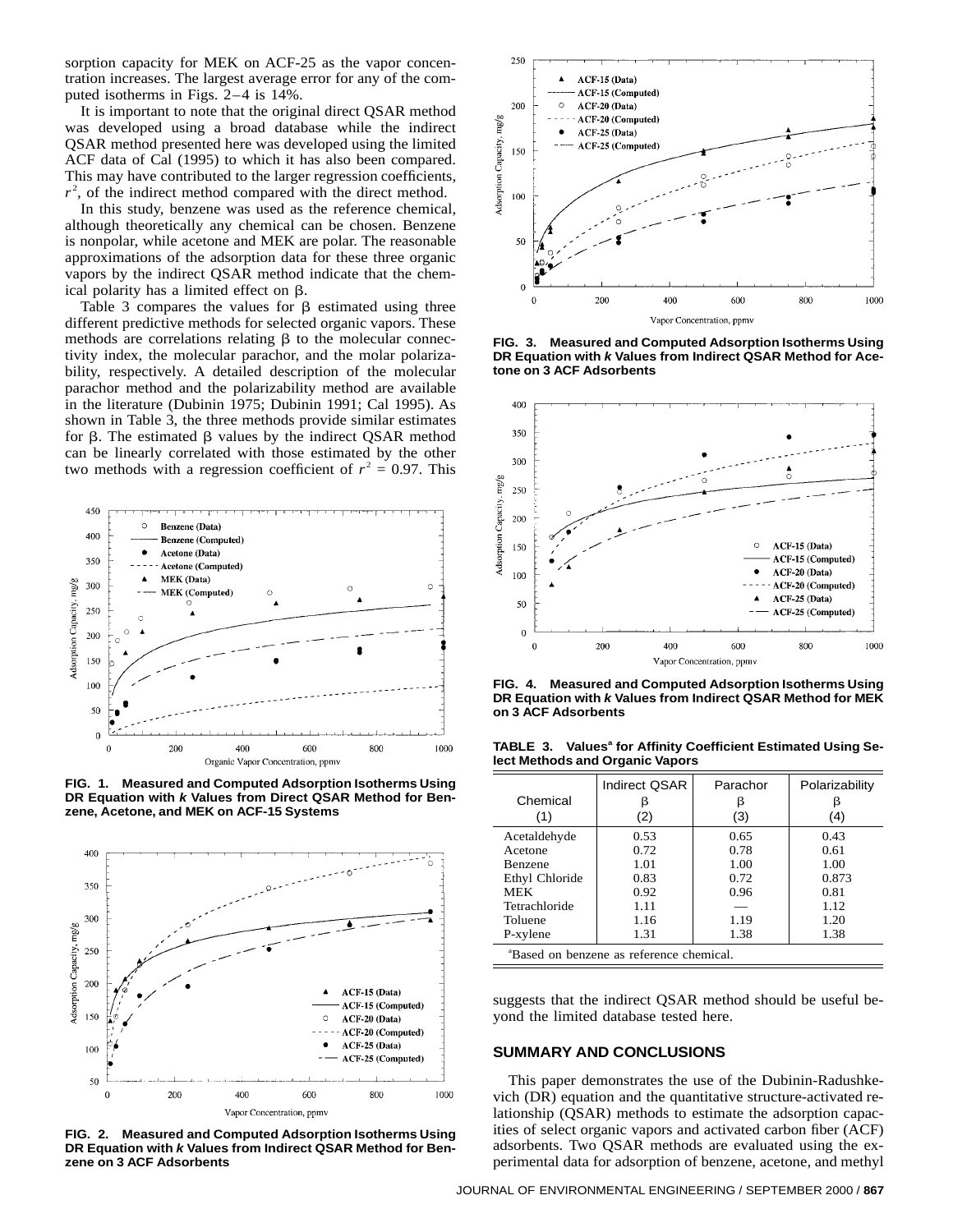sorption capacity for MEK on ACF-25 as the vapor concentration increases. The largest average error for any of the computed isotherms in Figs. 2–4 is 14%.

It is important to note that the original direct QSAR method was developed using a broad database while the indirect QSAR method presented here was developed using the limited ACF data of Cal (1995) to which it has also been compared. This may have contributed to the larger regression coefficients, $r^2$, of the indirect method compared with the direct method.

In this study, benzene was used as the reference chemical, although theoretically any chemical can be chosen. Benzene is nonpolar, while acetone and MEK are polar. The reasonable approximations of the adsorption data for these three organic vapors by the indirect QSAR method indicate that the chemical polarity has a limited effect on $\beta$.

Table 3 compares the values for $\beta$ estimated using three different predictive methods for selected organic vapors. These methods are correlations relating $\beta$ to the molecular connectivity index, the molecular parachor, and the molar polarizability, respectively. A detailed description of the molecular parachor method and the polarizability method are available in the literature (Dubinin 1975; Dubinin 1991; Cal 1995). As shown in Table 3, the three methods provide similar estimates for $\beta$. The estimated $\beta$ values by the indirect QSAR method can be linearly correlated with those estimated by the other two methods with a regression coefficient of $r^2 = 0.97$. This suggests that the indirect QSAR method should be useful beyond the limited database tested here.

**FIG. 1. Measured and Computed Adsorption Isotherms Using DR Equation with *k* Values from Direct QSAR Method for Benzene, Acetone, and MEK on ACF-15 Systems**

**FIG. 2. Measured and Computed Adsorption Isotherms Using DR Equation with *k* Values from Indirect QSAR Method for Benzene on 3 ACF Adsorbents**

**FIG. 3. Measured and Computed Adsorption Isotherms Using DR Equation with *k* Values from Indirect QSAR Method for Acetone on 3 ACF Adsorbents**

**FIG. 4. Measured and Computed Adsorption Isotherms Using DR Equation with *k* Values from Indirect QSAR Method for MEK on 3 ACF Adsorbents**

**TABLE 3. Values[a] for Affinity Coefficient Estimated Using Select Methods and Organic Vapors**

| Chemical (1) | Indirect QSAR $\beta$ (2) | Parachor $\beta$ (3) | Polarizability $\beta$ (4) |
|---|---|---|---|
| Acetaldehyde | 0.53 | 0.65 | 0.43 |
| Acetone | 0.72 | 0.78 | 0.61 |
| Benzene | 1.01 | 1.00 | 1.00 |
| Ethyl Chloride | 0.83 | 0.72 | 0.873 |
| MEK | 0.92 | 0.96 | 0.81 |
| Tetrachloride | 1.11 | — | 1.12 |
| Toluene | 1.16 | 1.19 | 1.20 |
| P-xylene | 1.31 | 1.38 | 1.38 |

[a]Based on benzene as reference chemical.

## SUMMARY AND CONCLUSIONS

This paper demonstrates the use of the Dubinin-Radushkevich (DR) equation and the quantitative structure-activated relationship (QSAR) methods to estimate the adsorption capacities of select organic vapors and activated carbon fiber (ACF) adsorbents. Two QSAR methods are evaluated using the experimental data for adsorption of benzene, acetone, and methyl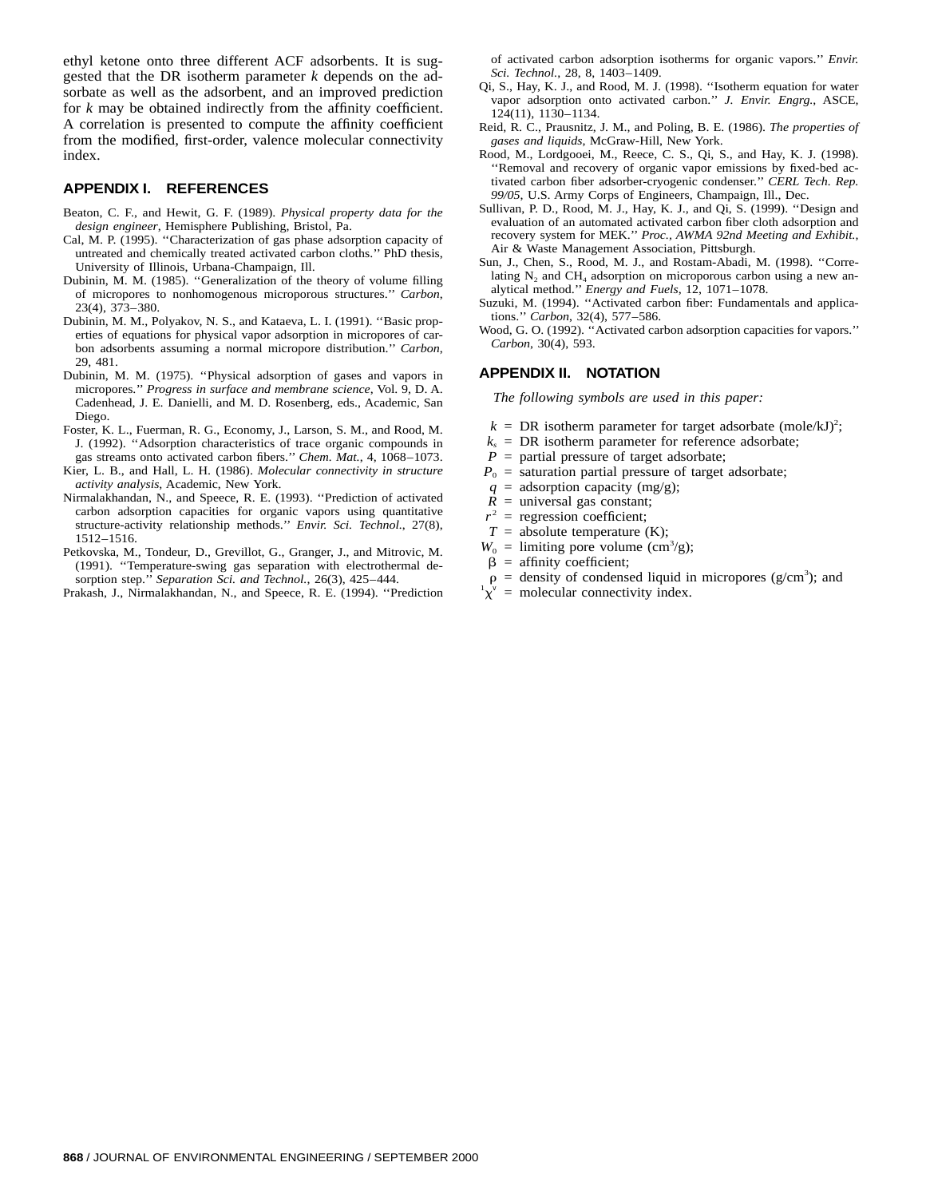ethyl ketone onto three different ACF adsorbents. It is suggested that the DR isotherm parameter $k$ depends on the adsorbate as well as the adsorbent, and an improved prediction for $k$ may be obtained indirectly from the affinity coefficient. A correlation is presented to compute the affinity coefficient from the modified, first-order, valence molecular connectivity index.

## APPENDIX I. REFERENCES

Beaton, C. F., and Hewit, G. F. (1989). *Physical property data for the design engineer*, Hemisphere Publishing, Bristol, Pa.

Cal, M. P. (1995). ''Characterization of gas phase adsorption capacity of untreated and chemically treated activated carbon cloths.'' PhD thesis, University of Illinois, Urbana-Champaign, Ill.

Dubinin, M. M. (1985). ''Generalization of the theory of volume filling of micropores to nonhomogenous microporous structures.'' *Carbon*, 23(4), 373–380.

Dubinin, M. M., Polyakov, N. S., and Kataeva, L. I. (1991). ''Basic properties of equations for physical vapor adsorption in micropores of carbon adsorbents assuming a normal micropore distribution.'' *Carbon*, 29, 481.

Dubinin, M. M. (1975). ''Physical adsorption of gases and vapors in micropores.'' *Progress in surface and membrane science*, Vol. 9, D. A. Cadenhead, J. E. Danielli, and M. D. Rosenberg, eds., Academic, San Diego.

Foster, K. L., Fuerman, R. G., Economy, J., Larson, S. M., and Rood, M. J. (1992). ''Adsorption characteristics of trace organic compounds in gas streams onto activated carbon fibers.'' *Chem. Mat.*, 4, 1068–1073.

Kier, L. B., and Hall, L. H. (1986). *Molecular connectivity in structure activity analysis*, Academic, New York.

Nirmalakhandan, N., and Speece, R. E. (1993). ''Prediction of activated carbon adsorption capacities for organic vapors using quantitative structure-activity relationship methods.'' *Envir. Sci. Technol.*, 27(8), 1512–1516.

Petkovska, M., Tondeur, D., Grevillot, G., Granger, J., and Mitrovic, M. (1991). ''Temperature-swing gas separation with electrothermal desorption step.'' *Separation Sci. and Technol.*, 26(3), 425–444.

Prakash, J., Nirmalakhandan, N., and Speece, R. E. (1994). ''Prediction of activated carbon adsorption isotherms for organic vapors.'' *Envir. Sci. Technol.*, 28, 8, 1403–1409.

Qi, S., Hay, K. J., and Rood, M. J. (1998). ''Isotherm equation for water vapor adsorption onto activated carbon.'' *J. Envir. Engrg.*, ASCE, 124(11), 1130–1134.

Reid, R. C., Prausnitz, J. M., and Poling, B. E. (1986). *The properties of gases and liquids*, McGraw-Hill, New York.

Rood, M., Lordgooei, M., Reece, C. S., Qi, S., and Hay, K. J. (1998). ''Removal and recovery of organic vapor emissions by fixed-bed activated carbon fiber adsorber-cryogenic condenser.'' *CERL Tech. Rep. 99/05*, U.S. Army Corps of Engineers, Champaign, Ill., Dec.

Sullivan, P. D., Rood, M. J., Hay, K. J., and Qi, S. (1999). ''Design and evaluation of an automated activated carbon fiber cloth adsorption and recovery system for MEK.'' *Proc., AWMA 92nd Meeting and Exhibit.*, Air & Waste Management Association, Pittsburgh.

Sun, J., Chen, S., Rood, M. J., and Rostam-Abadi, M. (1998). ''Correlating $N_2$ and $CH_4$ adsorption on microporous carbon using a new analytical method.'' *Energy and Fuels*, 12, 1071–1078.

Suzuki, M. (1994). ''Activated carbon fiber: Fundamentals and applications.'' *Carbon*, 32(4), 577–586.

Wood, G. O. (1992). ''Activated carbon adsorption capacities for vapors.'' *Carbon*, 30(4), 593.

## APPENDIX II. NOTATION

*The following symbols are used in this paper:*

$k$ = DR isotherm parameter for target adsorbate $(\text{mole/kJ})^2$;
$k_s$ = DR isotherm parameter for reference adsorbate;
$P$ = partial pressure of target adsorbate;
$P_0$ = saturation partial pressure of target adsorbate;
$q$ = adsorption capacity (mg/g);
$R$ = universal gas constant;
$r^2$ = regression coefficient;
$T$ = absolute temperature (K);
$W_0$ = limiting pore volume $(\text{cm}^3/\text{g})$;
$\beta$ = affinity coefficient;
$\rho$ = density of condensed liquid in micropores $(\text{g/cm}^3)$; and
${}^1\chi^v$ = molecular connectivity index.